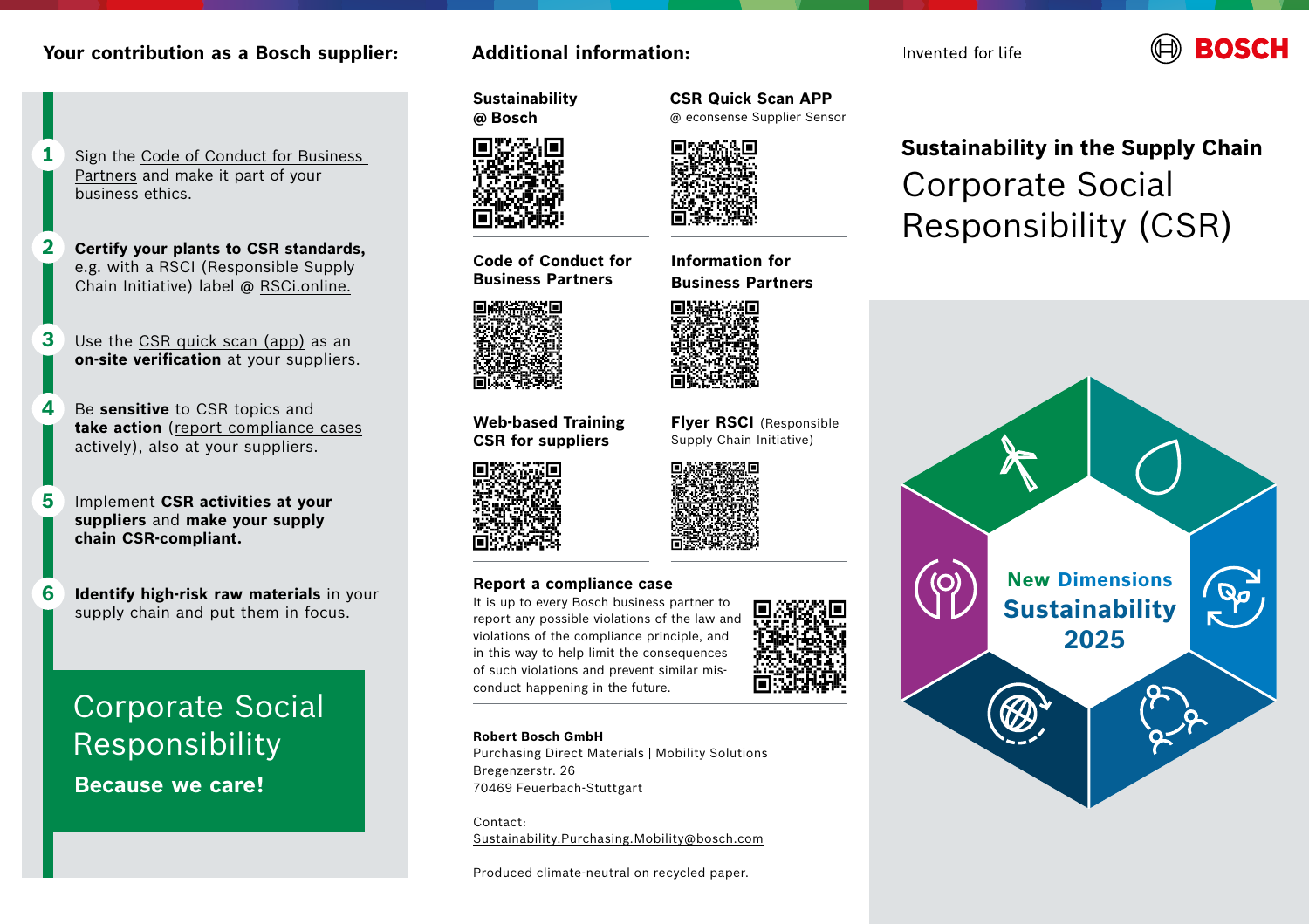## Your contribution as a Bosch supplier:

1. Sign the Code of Conduct for Business Partners and make it part of your business ethics.
2. **Certify your plants to CSR standards,** e.g. with a RSCI (Responsible Supply Chain Initiative) label @ RSCi.online.
3. Use the CSR quick scan (app) as an **on-site verification** at your suppliers.
4. Be **sensitive** to CSR topics and **take action** (report compliance cases actively), also at your suppliers.
5. Implement **CSR activities at your suppliers** and **make your supply chain CSR-compliant.**
6. **Identify high-risk raw materials** in your supply chain and put them in focus.

Corporate Social Responsibility

**Because we care!**

## Additional information:

**Sustainability @ Bosch**

**CSR Quick Scan APP**
@ econsense Supplier Sensor

**Code of Conduct for Business Partners**

**Information for Business Partners**

**Web-based Training CSR for suppliers**

**Flyer RSCI** (Responsible Supply Chain Initiative)

**Report a compliance case**

It is up to every Bosch business partner to report any possible violations of the law and violations of the compliance principle, and in this way to help limit the consequences of such violations and prevent similar misconduct happening in the future.

**Robert Bosch GmbH**
Purchasing Direct Materials | Mobility Solutions
Bregenzerstr. 26
70469 Feuerbach-Stuttgart

Contact:
Sustainability.Purchasing.Mobility@bosch.com

Produced climate-neutral on recycled paper.

Invented for life

BOSCH

## Sustainability in the Supply Chain

# Corporate Social Responsibility (CSR)

New Dimensions
Sustainability
2025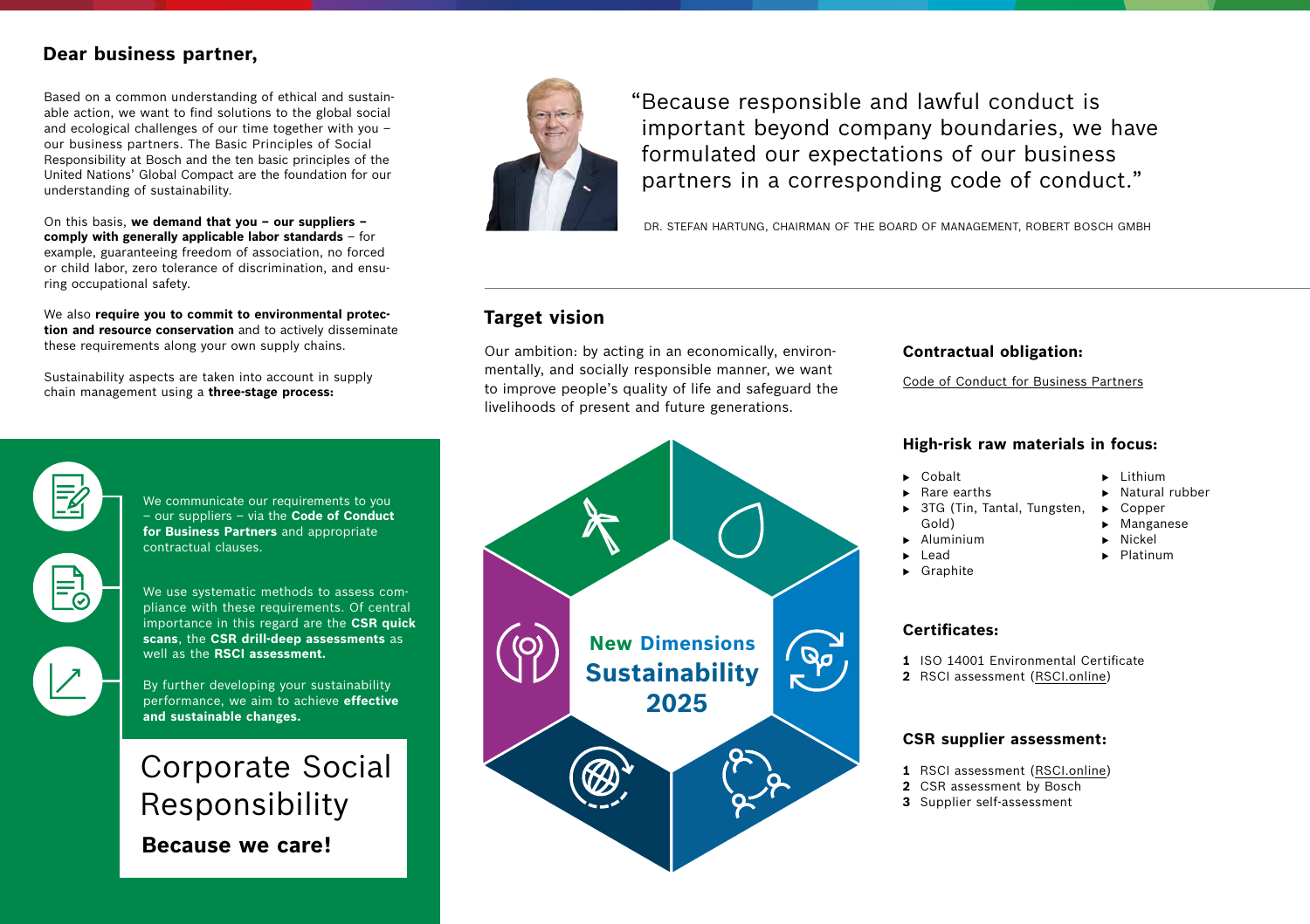## Dear business partner,

Based on a common understanding of ethical and sustainable action, we want to find solutions to the global social and ecological challenges of our time together with you – our business partners. The Basic Principles of Social Responsibility at Bosch and the ten basic principles of the United Nations' Global Compact are the foundation for our understanding of sustainability.

On this basis, **we demand that you – our suppliers – comply with generally applicable labor standards** – for example, guaranteeing freedom of association, no forced or child labor, zero tolerance of discrimination, and ensuring occupational safety.

We also **require you to commit to environmental protection and resource conservation** and to actively disseminate these requirements along your own supply chains.

Sustainability aspects are taken into account in supply chain management using a **three-stage process:**

We communicate our requirements to you – our suppliers – via the **Code of Conduct for Business Partners** and appropriate contractual clauses.

We use systematic methods to assess compliance with these requirements. Of central importance in this regard are the **CSR quick scans**, the **CSR drill-deep assessments** as well as the **RSCI assessment.**

By further developing your sustainability performance, we aim to achieve **effective and sustainable changes.**

# Corporate Social Responsibility

**Because we care!**

"Because responsible and lawful conduct is important beyond company boundaries, we have formulated our expectations of our business partners in a corresponding code of conduct."

DR. STEFAN HARTUNG, CHAIRMAN OF THE BOARD OF MANAGEMENT, ROBERT BOSCH GMBH

## Target vision

Our ambition: by acting in an economically, environmentally, and socially responsible manner, we want to improve people's quality of life and safeguard the livelihoods of present and future generations.

New Dimensions
Sustainability
2025

### Contractual obligation:

Code of Conduct for Business Partners

### High-risk raw materials in focus:

- Cobalt
- Rare earths
- 3TG (Tin, Tantal, Tungsten, Gold)
- Aluminium
- Lead
- Graphite
- Lithium
- Natural rubber
- Copper
- Manganese
- Nickel
- Platinum

### Certificates:

1. ISO 14001 Environmental Certificate
2. RSCI assessment (RSCI.online)

### CSR supplier assessment:

1. RSCI assessment (RSCI.online)
2. CSR assessment by Bosch
3. Supplier self-assessment